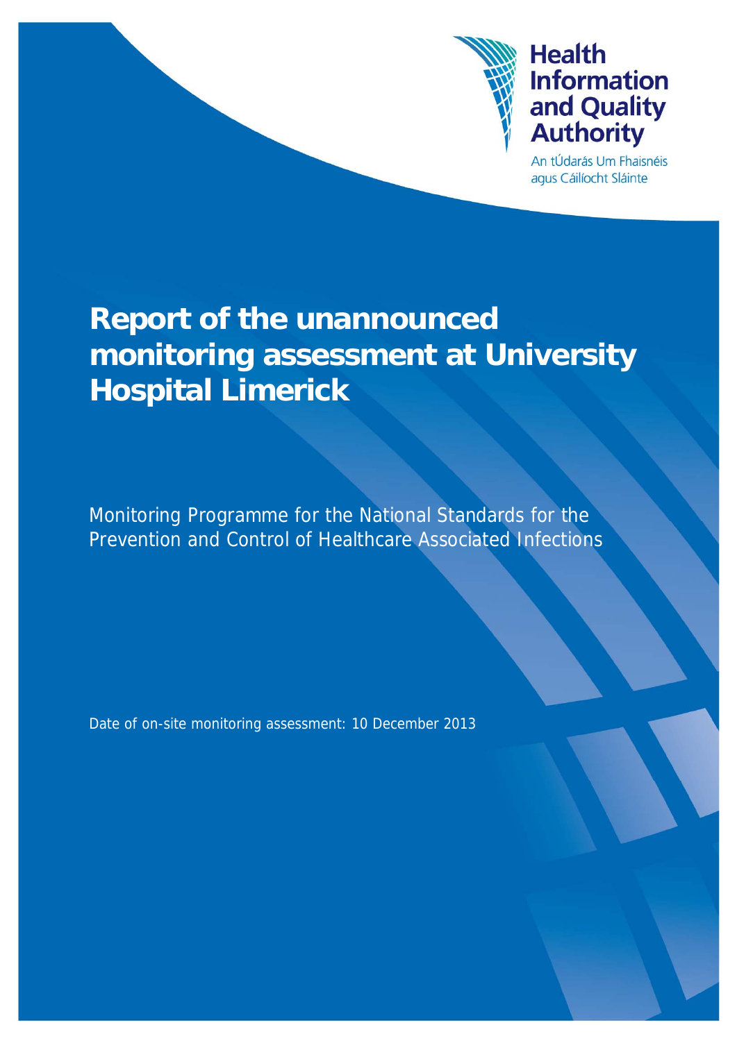Health Information and Quality Authority

An tÚdarás Um Fhaisnéis agus Cáilíocht Sláinte

# Report of the unannounced monitoring assessment at University Hospital Limerick

Monitoring Programme for the National Standards for the Prevention and Control of Healthcare Associated Infections

Date of on-site monitoring assessment: 10 December 2013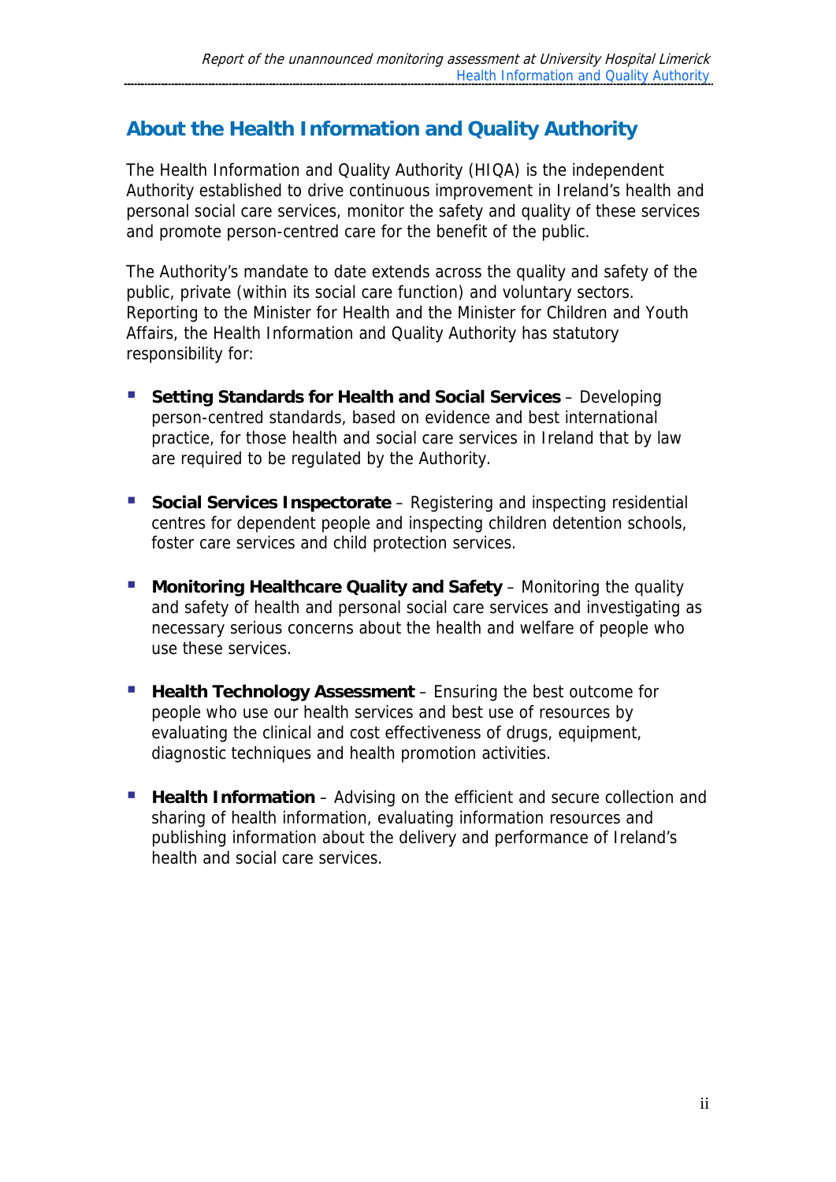## About the Health Information and Quality Authority

The Health Information and Quality Authority (HIQA) is the independent Authority established to drive continuous improvement in Ireland's health and personal social care services, monitor the safety and quality of these services and promote person-centred care for the benefit of the public.

The Authority's mandate to date extends across the quality and safety of the public, private (within its social care function) and voluntary sectors. Reporting to the Minister for Health and the Minister for Children and Youth Affairs, the Health Information and Quality Authority has statutory responsibility for:

- **Setting Standards for Health and Social Services** – Developing person-centred standards, based on evidence and best international practice, for those health and social care services in Ireland that by law are required to be regulated by the Authority.

- **Social Services Inspectorate** – Registering and inspecting residential centres for dependent people and inspecting children detention schools, foster care services and child protection services.

- **Monitoring Healthcare Quality and Safety** – Monitoring the quality and safety of health and personal social care services and investigating as necessary serious concerns about the health and welfare of people who use these services.

- **Health Technology Assessment** – Ensuring the best outcome for people who use our health services and best use of resources by evaluating the clinical and cost effectiveness of drugs, equipment, diagnostic techniques and health promotion activities.

- **Health Information** – Advising on the efficient and secure collection and sharing of health information, evaluating information resources and publishing information about the delivery and performance of Ireland's health and social care services.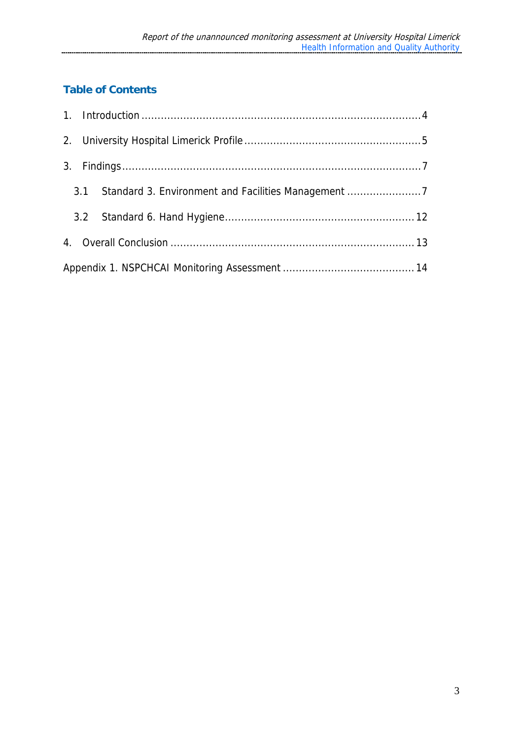## Table of Contents

1. Introduction ........................................................................................ 4
2. University Hospital Limerick Profile ...................................................... 5
3. Findings ................................................................................................ 7
   - 3.1 Standard 3. Environment and Facilities Management ....................... 7
   - 3.2 Standard 6. Hand Hygiene ............................................................ 12
4. Overall Conclusion ............................................................................ 13

Appendix 1. NSPCHCAI Monitoring Assessment ......................................... 14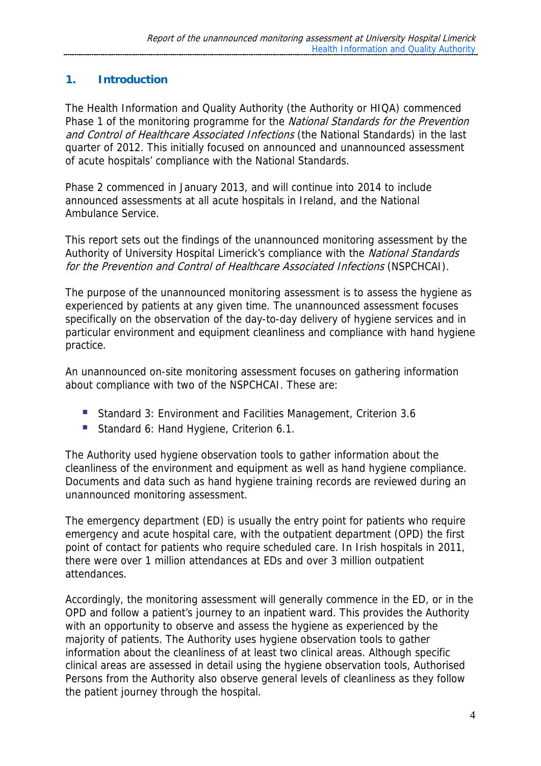## 1. Introduction

The Health Information and Quality Authority (the Authority or HIQA) commenced Phase 1 of the monitoring programme for the *National Standards for the Prevention and Control of Healthcare Associated Infections* (the National Standards) in the last quarter of 2012. This initially focused on announced and unannounced assessment of acute hospitals' compliance with the National Standards.

Phase 2 commenced in January 2013, and will continue into 2014 to include announced assessments at all acute hospitals in Ireland, and the National Ambulance Service.

This report sets out the findings of the unannounced monitoring assessment by the Authority of University Hospital Limerick's compliance with the *National Standards for the Prevention and Control of Healthcare Associated Infections* (NSPCHCAI).

The purpose of the unannounced monitoring assessment is to assess the hygiene as experienced by patients at any given time. The unannounced assessment focuses specifically on the observation of the day-to-day delivery of hygiene services and in particular environment and equipment cleanliness and compliance with hand hygiene practice.

An unannounced on-site monitoring assessment focuses on gathering information about compliance with two of the NSPCHCAI. These are:

- Standard 3: Environment and Facilities Management, Criterion 3.6
- Standard 6: Hand Hygiene, Criterion 6.1.

The Authority used hygiene observation tools to gather information about the cleanliness of the environment and equipment as well as hand hygiene compliance. Documents and data such as hand hygiene training records are reviewed during an unannounced monitoring assessment.

The emergency department (ED) is usually the entry point for patients who require emergency and acute hospital care, with the outpatient department (OPD) the first point of contact for patients who require scheduled care. In Irish hospitals in 2011, there were over 1 million attendances at EDs and over 3 million outpatient attendances.

Accordingly, the monitoring assessment will generally commence in the ED, or in the OPD and follow a patient's journey to an inpatient ward. This provides the Authority with an opportunity to observe and assess the hygiene as experienced by the majority of patients. The Authority uses hygiene observation tools to gather information about the cleanliness of at least two clinical areas. Although specific clinical areas are assessed in detail using the hygiene observation tools, Authorised Persons from the Authority also observe general levels of cleanliness as they follow the patient journey through the hospital.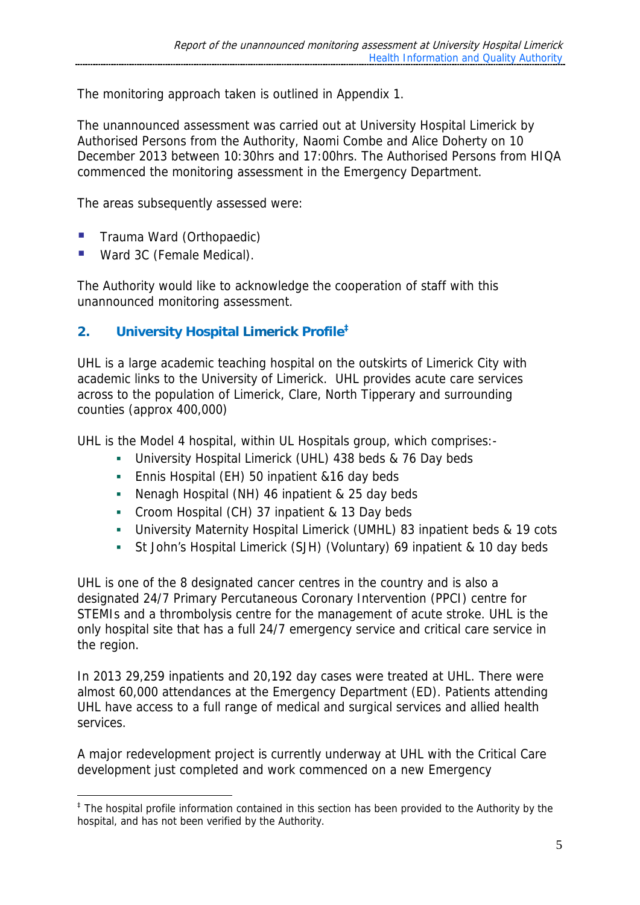The monitoring approach taken is outlined in Appendix 1.

The unannounced assessment was carried out at University Hospital Limerick by Authorised Persons from the Authority, Naomi Combe and Alice Doherty on 10 December 2013 between 10:30hrs and 17:00hrs. The Authorised Persons from HIQA commenced the monitoring assessment in the Emergency Department.

The areas subsequently assessed were:

- Trauma Ward (Orthopaedic)
- Ward 3C (Female Medical).

The Authority would like to acknowledge the cooperation of staff with this unannounced monitoring assessment.

## 2. University Hospital Limerick Profile[‡]

UHL is a large academic teaching hospital on the outskirts of Limerick City with academic links to the University of Limerick. UHL provides acute care services across to the population of Limerick, Clare, North Tipperary and surrounding counties (approx 400,000)

UHL is the Model 4 hospital, within UL Hospitals group, which comprises:-

- University Hospital Limerick (UHL) 438 beds & 76 Day beds
- Ennis Hospital (EH) 50 inpatient &16 day beds
- Nenagh Hospital (NH) 46 inpatient & 25 day beds
- Croom Hospital (CH) 37 inpatient & 13 Day beds
- University Maternity Hospital Limerick (UMHL) 83 inpatient beds & 19 cots
- St John's Hospital Limerick (SJH) (Voluntary) 69 inpatient & 10 day beds

UHL is one of the 8 designated cancer centres in the country and is also a designated 24/7 Primary Percutaneous Coronary Intervention (PPCI) centre for STEMIs and a thrombolysis centre for the management of acute stroke. UHL is the only hospital site that has a full 24/7 emergency service and critical care service in the region.

In 2013 29,259 inpatients and 20,192 day cases were treated at UHL. There were almost 60,000 attendances at the Emergency Department (ED). Patients attending UHL have access to a full range of medical and surgical services and allied health services.

A major redevelopment project is currently underway at UHL with the Critical Care development just completed and work commenced on a new Emergency

[‡] The hospital profile information contained in this section has been provided to the Authority by the hospital, and has not been verified by the Authority.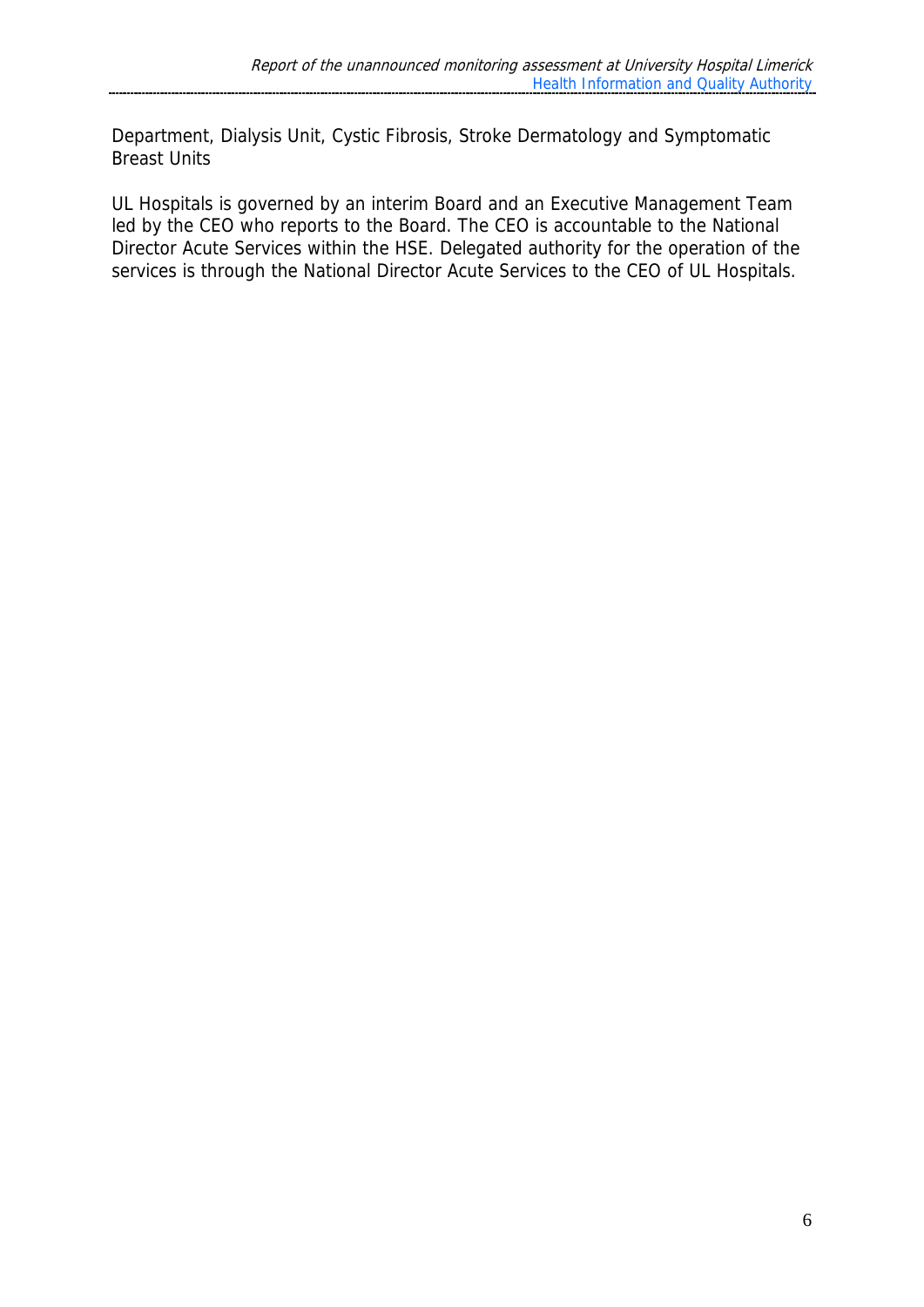Department, Dialysis Unit, Cystic Fibrosis, Stroke Dermatology and Symptomatic Breast Units

UL Hospitals is governed by an interim Board and an Executive Management Team led by the CEO who reports to the Board. The CEO is accountable to the National Director Acute Services within the HSE. Delegated authority for the operation of the services is through the National Director Acute Services to the CEO of UL Hospitals.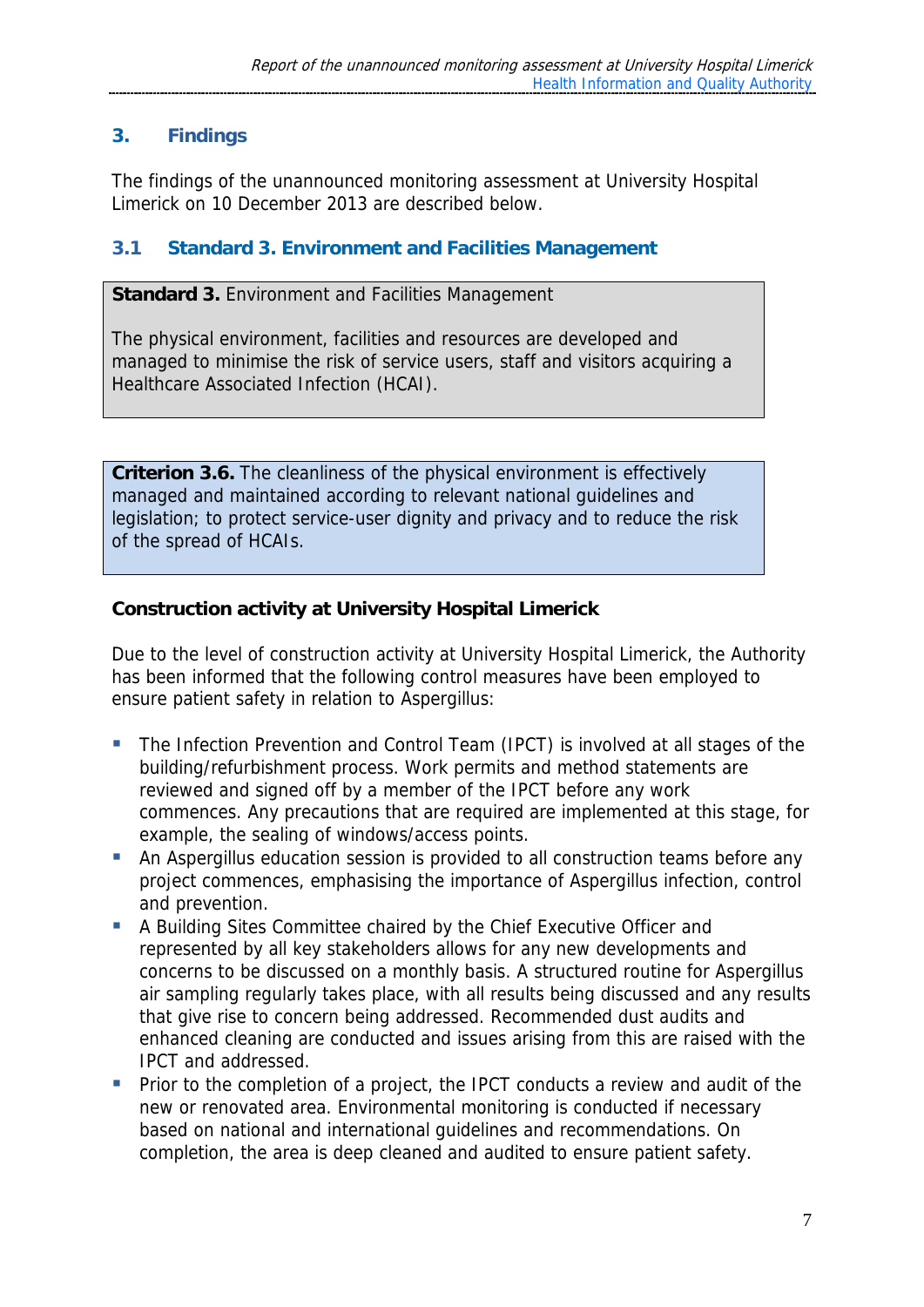## 3. Findings

The findings of the unannounced monitoring assessment at University Hospital Limerick on 10 December 2013 are described below.

### 3.1 Standard 3. Environment and Facilities Management

**Standard 3.** Environment and Facilities Management

The physical environment, facilities and resources are developed and managed to minimise the risk of service users, staff and visitors acquiring a Healthcare Associated Infection (HCAI).

**Criterion 3.6.** The cleanliness of the physical environment is effectively managed and maintained according to relevant national guidelines and legislation; to protect service-user dignity and privacy and to reduce the risk of the spread of HCAIs.

**Construction activity at University Hospital Limerick**

Due to the level of construction activity at University Hospital Limerick, the Authority has been informed that the following control measures have been employed to ensure patient safety in relation to Aspergillus:

- The Infection Prevention and Control Team (IPCT) is involved at all stages of the building/refurbishment process. Work permits and method statements are reviewed and signed off by a member of the IPCT before any work commences. Any precautions that are required are implemented at this stage, for example, the sealing of windows/access points.
- An Aspergillus education session is provided to all construction teams before any project commences, emphasising the importance of Aspergillus infection, control and prevention.
- A Building Sites Committee chaired by the Chief Executive Officer and represented by all key stakeholders allows for any new developments and concerns to be discussed on a monthly basis. A structured routine for Aspergillus air sampling regularly takes place, with all results being discussed and any results that give rise to concern being addressed. Recommended dust audits and enhanced cleaning are conducted and issues arising from this are raised with the IPCT and addressed.
- Prior to the completion of a project, the IPCT conducts a review and audit of the new or renovated area. Environmental monitoring is conducted if necessary based on national and international guidelines and recommendations. On completion, the area is deep cleaned and audited to ensure patient safety.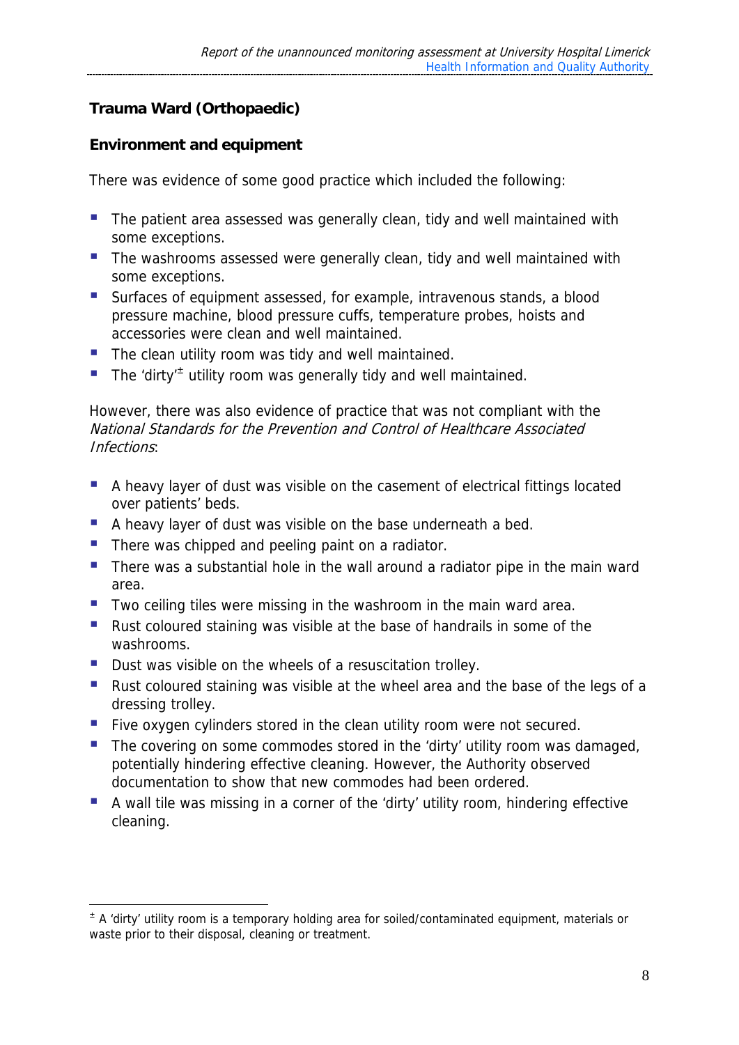## Trauma Ward (Orthopaedic)

### Environment and equipment

There was evidence of some good practice which included the following:

- The patient area assessed was generally clean, tidy and well maintained with some exceptions.
- The washrooms assessed were generally clean, tidy and well maintained with some exceptions.
- Surfaces of equipment assessed, for example, intravenous stands, a blood pressure machine, blood pressure cuffs, temperature probes, hoists and accessories were clean and well maintained.
- The clean utility room was tidy and well maintained.
- The 'dirty'[±] utility room was generally tidy and well maintained.

However, there was also evidence of practice that was not compliant with the *National Standards for the Prevention and Control of Healthcare Associated Infections*:

- A heavy layer of dust was visible on the casement of electrical fittings located over patients' beds.
- A heavy layer of dust was visible on the base underneath a bed.
- There was chipped and peeling paint on a radiator.
- There was a substantial hole in the wall around a radiator pipe in the main ward area.
- Two ceiling tiles were missing in the washroom in the main ward area.
- Rust coloured staining was visible at the base of handrails in some of the washrooms.
- Dust was visible on the wheels of a resuscitation trolley.
- Rust coloured staining was visible at the wheel area and the base of the legs of a dressing trolley.
- Five oxygen cylinders stored in the clean utility room were not secured.
- The covering on some commodes stored in the 'dirty' utility room was damaged, potentially hindering effective cleaning. However, the Authority observed documentation to show that new commodes had been ordered.
- A wall tile was missing in a corner of the 'dirty' utility room, hindering effective cleaning.

---

[±] A 'dirty' utility room is a temporary holding area for soiled/contaminated equipment, materials or waste prior to their disposal, cleaning or treatment.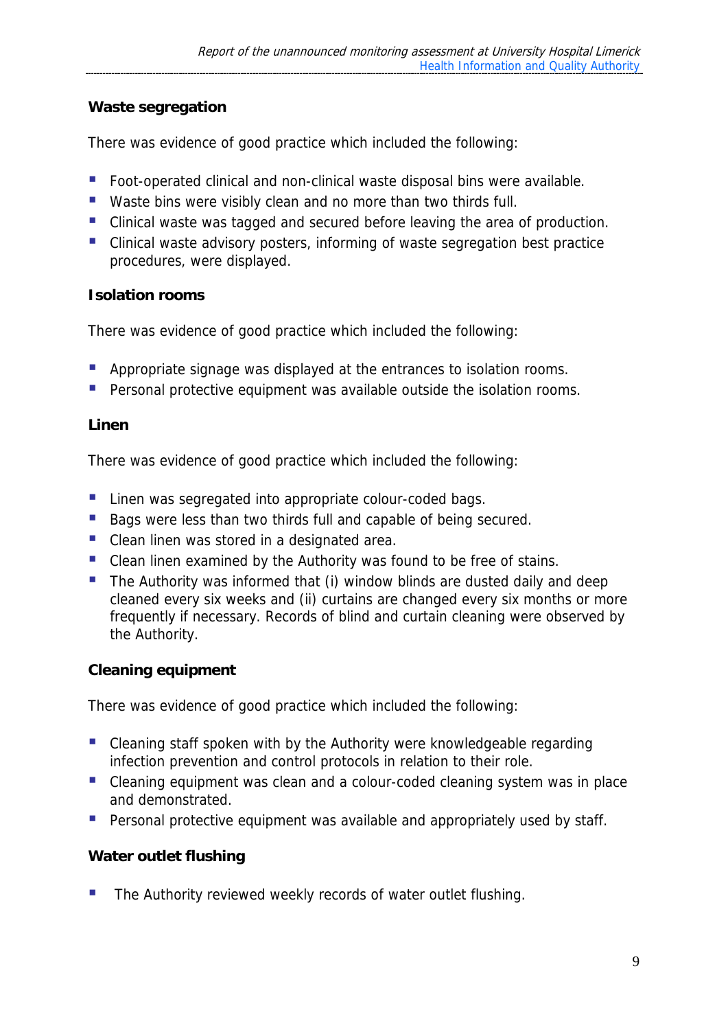### Waste segregation

There was evidence of good practice which included the following:

- Foot-operated clinical and non-clinical waste disposal bins were available.
- Waste bins were visibly clean and no more than two thirds full.
- Clinical waste was tagged and secured before leaving the area of production.
- Clinical waste advisory posters, informing of waste segregation best practice procedures, were displayed.

### Isolation rooms

There was evidence of good practice which included the following:

- Appropriate signage was displayed at the entrances to isolation rooms.
- Personal protective equipment was available outside the isolation rooms.

### Linen

There was evidence of good practice which included the following:

- Linen was segregated into appropriate colour-coded bags.
- Bags were less than two thirds full and capable of being secured.
- Clean linen was stored in a designated area.
- Clean linen examined by the Authority was found to be free of stains.
- The Authority was informed that (i) window blinds are dusted daily and deep cleaned every six weeks and (ii) curtains are changed every six months or more frequently if necessary. Records of blind and curtain cleaning were observed by the Authority.

### Cleaning equipment

There was evidence of good practice which included the following:

- Cleaning staff spoken with by the Authority were knowledgeable regarding infection prevention and control protocols in relation to their role.
- Cleaning equipment was clean and a colour-coded cleaning system was in place and demonstrated.
- Personal protective equipment was available and appropriately used by staff.

### Water outlet flushing

- The Authority reviewed weekly records of water outlet flushing.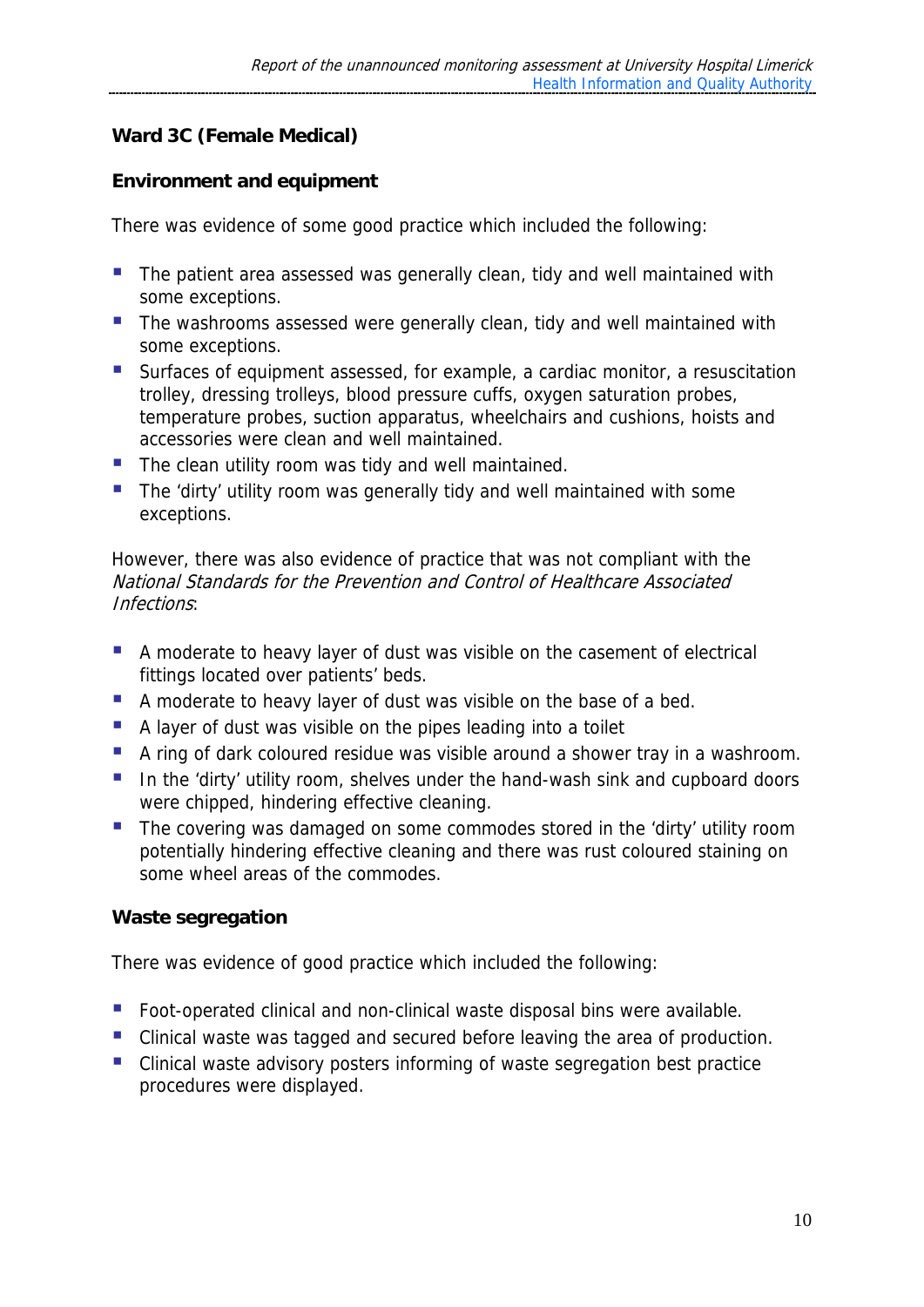### Ward 3C (Female Medical)

#### Environment and equipment

There was evidence of some good practice which included the following:

- The patient area assessed was generally clean, tidy and well maintained with some exceptions.
- The washrooms assessed were generally clean, tidy and well maintained with some exceptions.
- Surfaces of equipment assessed, for example, a cardiac monitor, a resuscitation trolley, dressing trolleys, blood pressure cuffs, oxygen saturation probes, temperature probes, suction apparatus, wheelchairs and cushions, hoists and accessories were clean and well maintained.
- The clean utility room was tidy and well maintained.
- The 'dirty' utility room was generally tidy and well maintained with some exceptions.

However, there was also evidence of practice that was not compliant with the *National Standards for the Prevention and Control of Healthcare Associated Infections*:

- A moderate to heavy layer of dust was visible on the casement of electrical fittings located over patients' beds.
- A moderate to heavy layer of dust was visible on the base of a bed.
- A layer of dust was visible on the pipes leading into a toilet
- A ring of dark coloured residue was visible around a shower tray in a washroom.
- In the 'dirty' utility room, shelves under the hand-wash sink and cupboard doors were chipped, hindering effective cleaning.
- The covering was damaged on some commodes stored in the 'dirty' utility room potentially hindering effective cleaning and there was rust coloured staining on some wheel areas of the commodes.

#### Waste segregation

There was evidence of good practice which included the following:

- Foot-operated clinical and non-clinical waste disposal bins were available.
- Clinical waste was tagged and secured before leaving the area of production.
- Clinical waste advisory posters informing of waste segregation best practice procedures were displayed.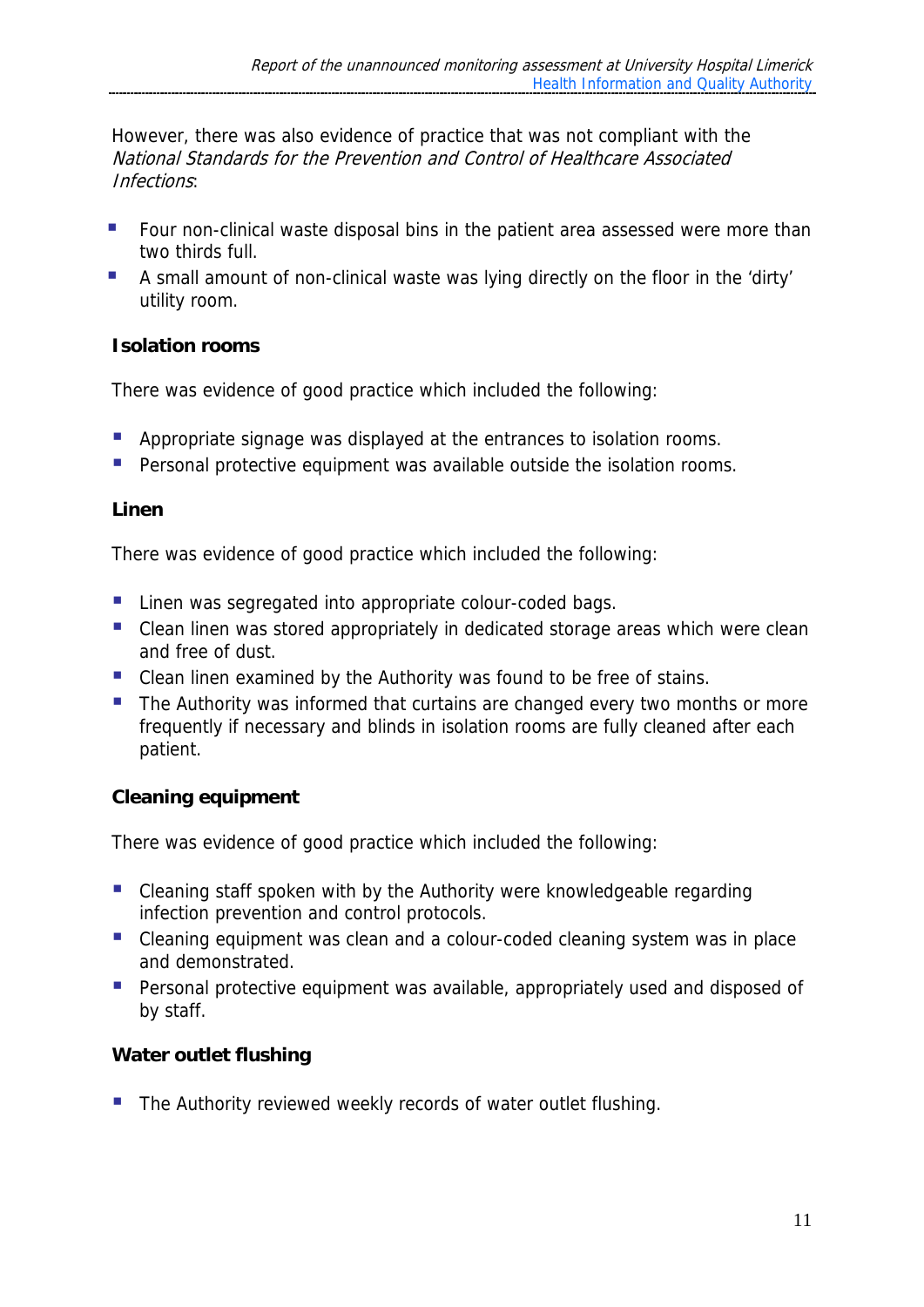However, there was also evidence of practice that was not compliant with the *National Standards for the Prevention and Control of Healthcare Associated Infections*:

- Four non-clinical waste disposal bins in the patient area assessed were more than two thirds full.
- A small amount of non-clinical waste was lying directly on the floor in the 'dirty' utility room.

### Isolation rooms

There was evidence of good practice which included the following:

- Appropriate signage was displayed at the entrances to isolation rooms.
- Personal protective equipment was available outside the isolation rooms.

### Linen

There was evidence of good practice which included the following:

- Linen was segregated into appropriate colour-coded bags.
- Clean linen was stored appropriately in dedicated storage areas which were clean and free of dust.
- Clean linen examined by the Authority was found to be free of stains.
- The Authority was informed that curtains are changed every two months or more frequently if necessary and blinds in isolation rooms are fully cleaned after each patient.

### Cleaning equipment

There was evidence of good practice which included the following:

- Cleaning staff spoken with by the Authority were knowledgeable regarding infection prevention and control protocols.
- Cleaning equipment was clean and a colour-coded cleaning system was in place and demonstrated.
- Personal protective equipment was available, appropriately used and disposed of by staff.

### Water outlet flushing

- The Authority reviewed weekly records of water outlet flushing.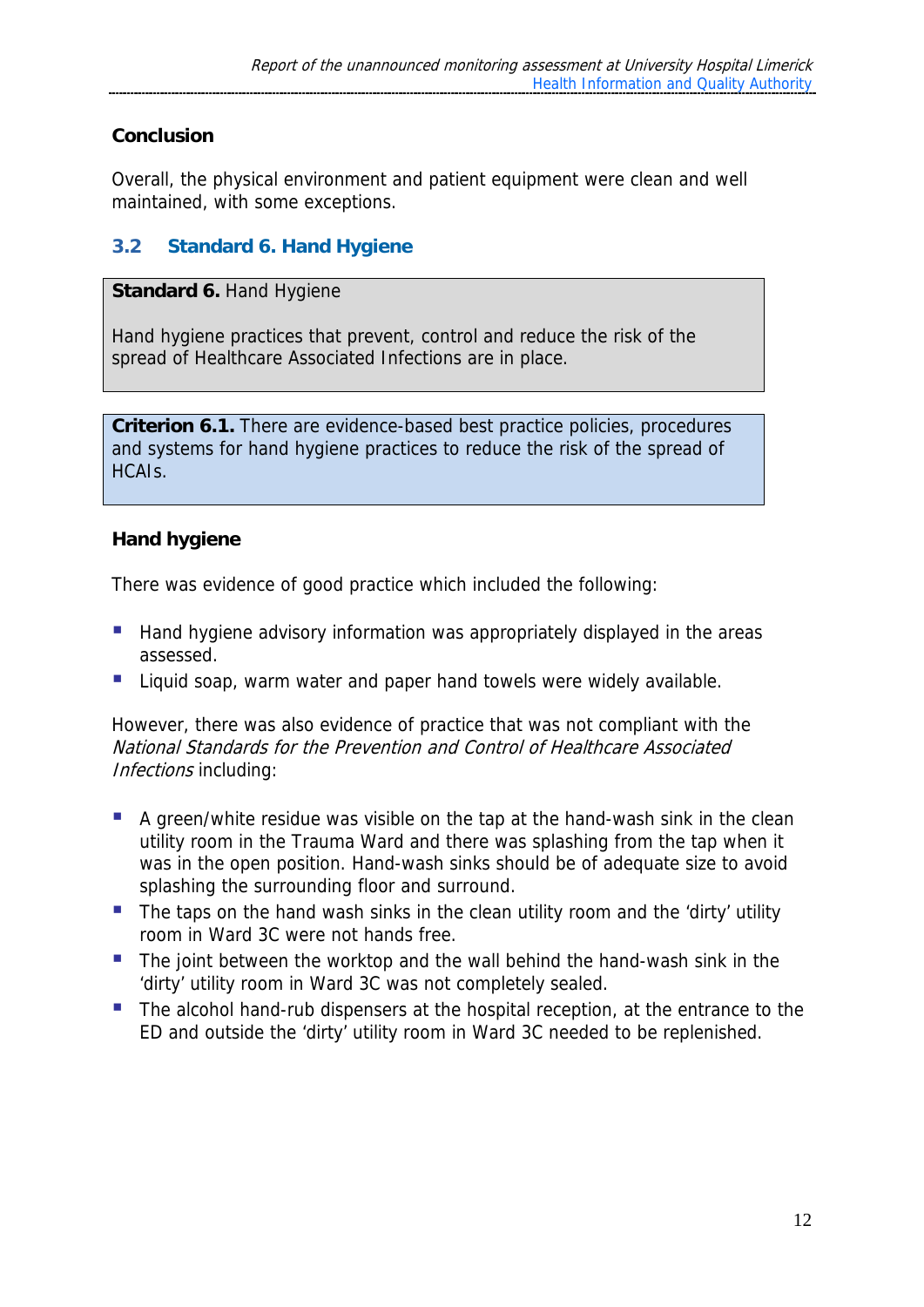**Conclusion**

Overall, the physical environment and patient equipment were clean and well maintained, with some exceptions.

## 3.2 Standard 6. Hand Hygiene

**Standard 6.** Hand Hygiene

Hand hygiene practices that prevent, control and reduce the risk of the spread of Healthcare Associated Infections are in place.

**Criterion 6.1.** There are evidence-based best practice policies, procedures and systems for hand hygiene practices to reduce the risk of the spread of HCAIs.

**Hand hygiene**

There was evidence of good practice which included the following:

- Hand hygiene advisory information was appropriately displayed in the areas assessed.
- Liquid soap, warm water and paper hand towels were widely available.

However, there was also evidence of practice that was not compliant with the *National Standards for the Prevention and Control of Healthcare Associated Infections* including:

- A green/white residue was visible on the tap at the hand-wash sink in the clean utility room in the Trauma Ward and there was splashing from the tap when it was in the open position. Hand-wash sinks should be of adequate size to avoid splashing the surrounding floor and surround.
- The taps on the hand wash sinks in the clean utility room and the 'dirty' utility room in Ward 3C were not hands free.
- The joint between the worktop and the wall behind the hand-wash sink in the 'dirty' utility room in Ward 3C was not completely sealed.
- The alcohol hand-rub dispensers at the hospital reception, at the entrance to the ED and outside the 'dirty' utility room in Ward 3C needed to be replenished.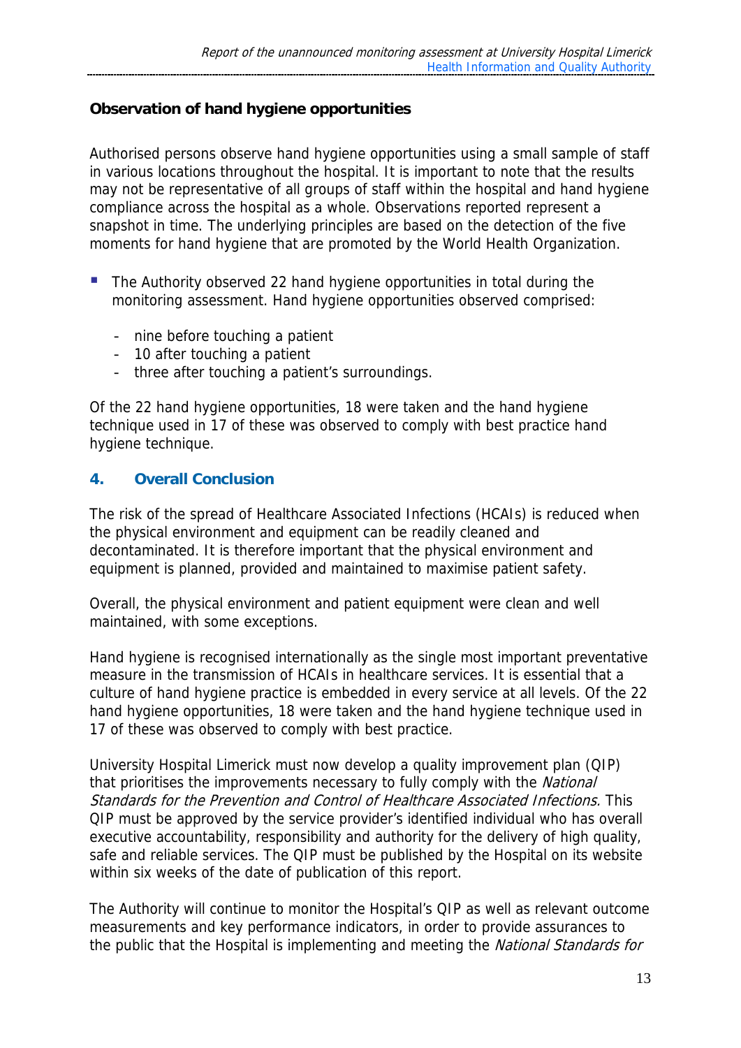**Observation of hand hygiene opportunities**

Authorised persons observe hand hygiene opportunities using a small sample of staff in various locations throughout the hospital. It is important to note that the results may not be representative of all groups of staff within the hospital and hand hygiene compliance across the hospital as a whole. Observations reported represent a snapshot in time. The underlying principles are based on the detection of the five moments for hand hygiene that are promoted by the World Health Organization.

- The Authority observed 22 hand hygiene opportunities in total during the monitoring assessment. Hand hygiene opportunities observed comprised:
  - nine before touching a patient
  - 10 after touching a patient
  - three after touching a patient's surroundings.

Of the 22 hand hygiene opportunities, 18 were taken and the hand hygiene technique used in 17 of these was observed to comply with best practice hand hygiene technique.

## 4. Overall Conclusion

The risk of the spread of Healthcare Associated Infections (HCAIs) is reduced when the physical environment and equipment can be readily cleaned and decontaminated. It is therefore important that the physical environment and equipment is planned, provided and maintained to maximise patient safety.

Overall, the physical environment and patient equipment were clean and well maintained, with some exceptions.

Hand hygiene is recognised internationally as the single most important preventative measure in the transmission of HCAIs in healthcare services. It is essential that a culture of hand hygiene practice is embedded in every service at all levels. Of the 22 hand hygiene opportunities, 18 were taken and the hand hygiene technique used in 17 of these was observed to comply with best practice.

University Hospital Limerick must now develop a quality improvement plan (QIP) that prioritises the improvements necessary to fully comply with the *National Standards for the Prevention and Control of Healthcare Associated Infections.* This QIP must be approved by the service provider's identified individual who has overall executive accountability, responsibility and authority for the delivery of high quality, safe and reliable services. The QIP must be published by the Hospital on its website within six weeks of the date of publication of this report.

The Authority will continue to monitor the Hospital's QIP as well as relevant outcome measurements and key performance indicators, in order to provide assurances to the public that the Hospital is implementing and meeting the *National Standards for*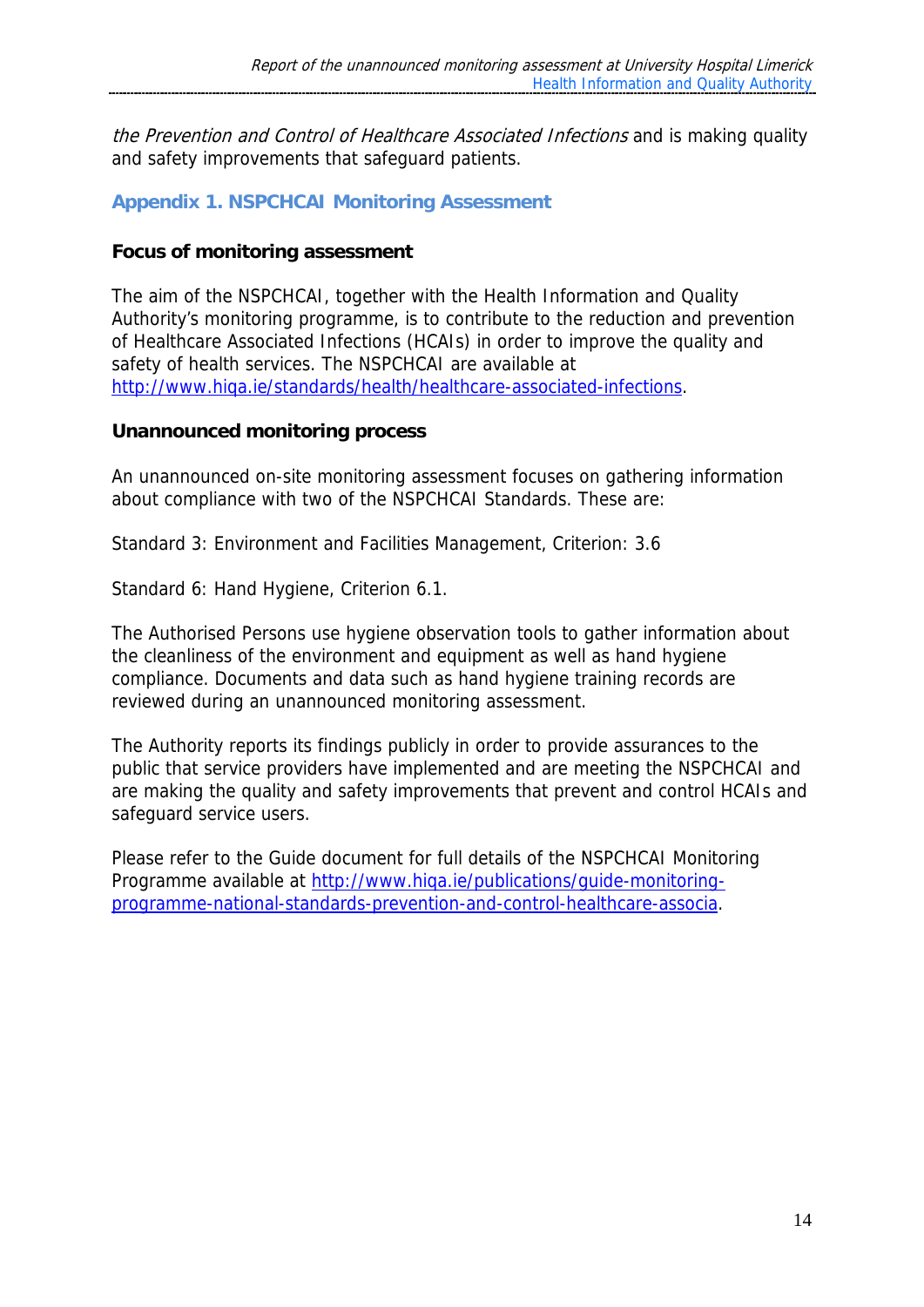*the Prevention and Control of Healthcare Associated Infections* and is making quality and safety improvements that safeguard patients.

## Appendix 1. NSPCHCAI Monitoring Assessment

### Focus of monitoring assessment

The aim of the NSPCHCAI, together with the Health Information and Quality Authority's monitoring programme, is to contribute to the reduction and prevention of Healthcare Associated Infections (HCAIs) in order to improve the quality and safety of health services. The NSPCHCAI are available at http://www.hiqa.ie/standards/health/healthcare-associated-infections.

### Unannounced monitoring process

An unannounced on-site monitoring assessment focuses on gathering information about compliance with two of the NSPCHCAI Standards. These are:

Standard 3: Environment and Facilities Management, Criterion: 3.6

Standard 6: Hand Hygiene, Criterion 6.1.

The Authorised Persons use hygiene observation tools to gather information about the cleanliness of the environment and equipment as well as hand hygiene compliance. Documents and data such as hand hygiene training records are reviewed during an unannounced monitoring assessment.

The Authority reports its findings publicly in order to provide assurances to the public that service providers have implemented and are meeting the NSPCHCAI and are making the quality and safety improvements that prevent and control HCAIs and safeguard service users.

Please refer to the Guide document for full details of the NSPCHCAI Monitoring Programme available at http://www.hiqa.ie/publications/guide-monitoring-programme-national-standards-prevention-and-control-healthcare-associa.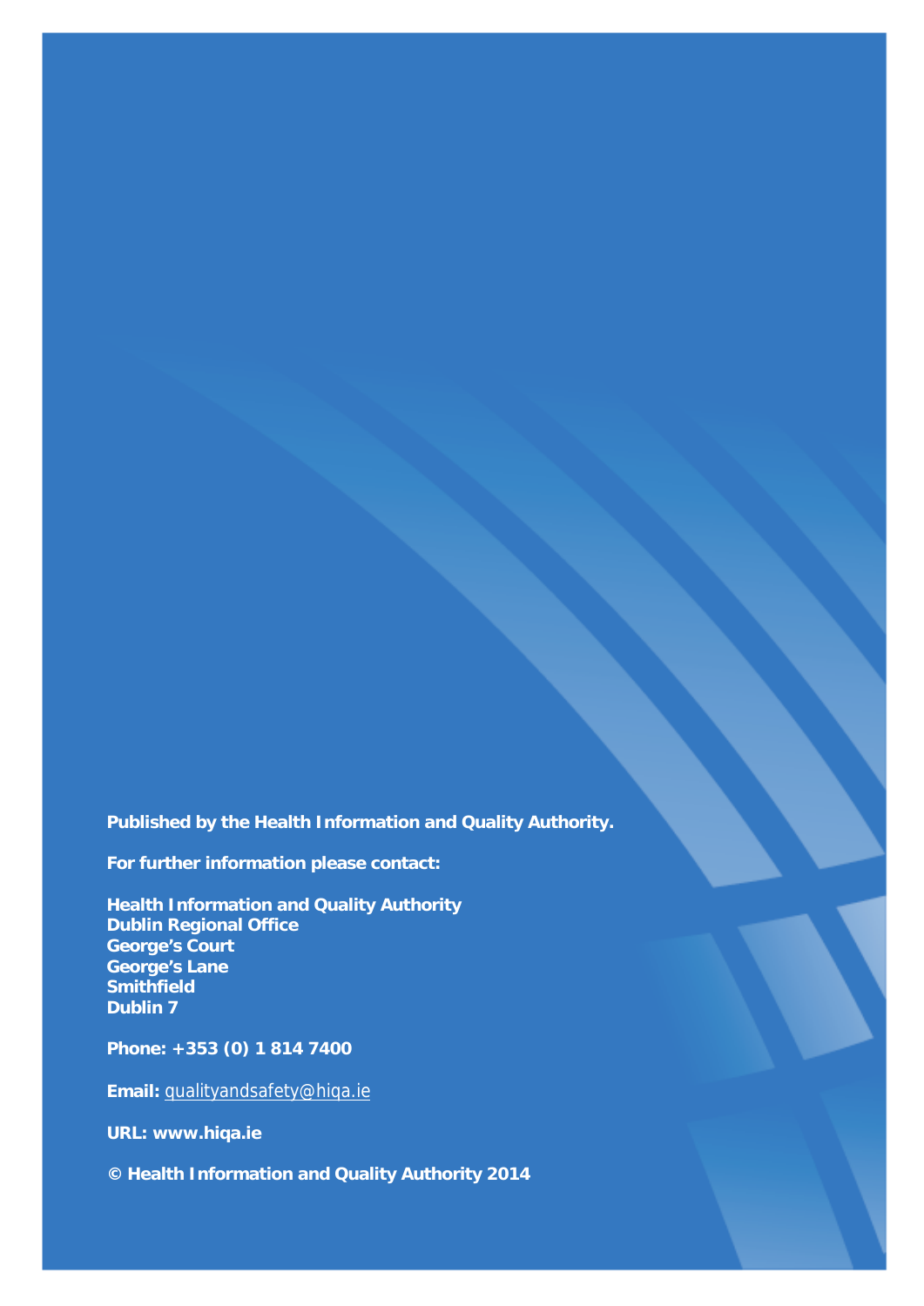**Published by the Health Information and Quality Authority.**

**For further information please contact:**

**Health Information and Quality Authority**
**Dublin Regional Office**
**George's Court**
**George's Lane**
**Smithfield**
**Dublin 7**

**Phone: +353 (0) 1 814 7400**

**Email:** qualityandsafety@hiqa.ie

**URL: www.hiqa.ie**

**© Health Information and Quality Authority 2014**